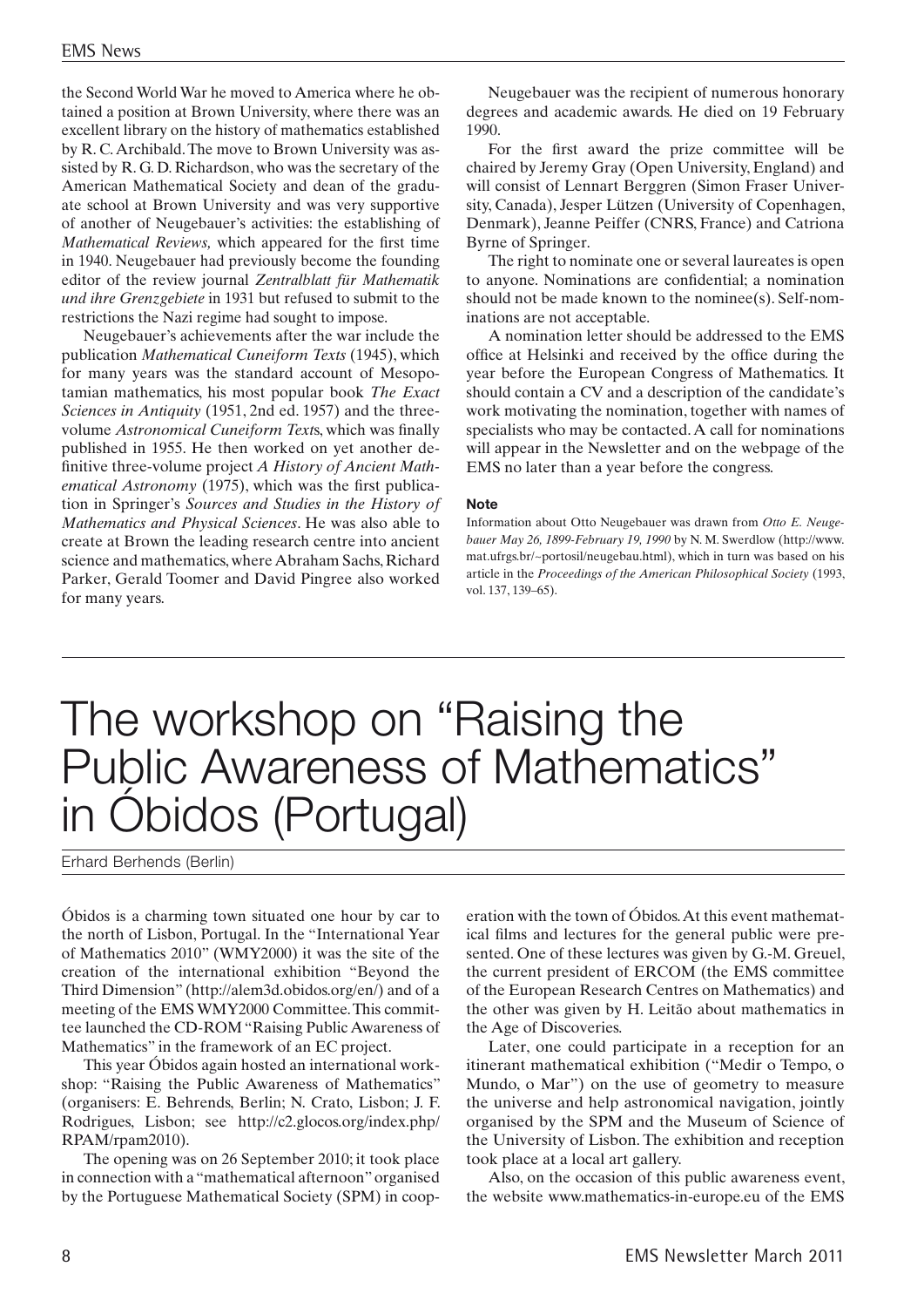the Second World War he moved to America where he obtained a position at Brown University, where there was an excellent library on the history of mathematics established by R. C. Archibald. The move to Brown University was assisted by R. G. D. Richardson, who was the secretary of the American Mathematical Society and dean of the graduate school at Brown University and was very supportive of another of Neugebauer's activities: the establishing of *Mathematical Reviews,* which appeared for the first time in 1940. Neugebauer had previously become the founding editor of the review journal *Zentralblatt für Mathematik und ihre Grenzgebiete* in 1931 but refused to submit to the restrictions the Nazi regime had sought to impose.

Neugebauer's achievements after the war include the publication *Mathematical Cuneiform Texts* (1945), which for many years was the standard account of Mesopotamian mathematics, his most popular book *The Exact Sciences in Antiquity* (1951, 2nd ed. 1957) and the three-volume *Astronomical Cuneiform Text*s, which was finally published in 1955. He then worked on yet another definitive three-volume project *A History of Ancient Mathematical Astronomy* (1975), which was the first publication in Springer's *Sources and Studies in the History of Mathematics and Physical Sciences*. He was also able to create at Brown the leading research centre into ancient science and mathematics, where Abraham Sachs, Richard Parker, Gerald Toomer and David Pingree also worked for many years.

Neugebauer was the recipient of numerous honorary degrees and academic awards. He died on 19 February 1990.

For the first award the prize committee will be chaired by Jeremy Gray (Open University, England) and will consist of Lennart Berggren (Simon Fraser University, Canada), Jesper Lützen (University of Copenhagen, Denmark), Jeanne Peiffer (CNRS, France) and Catriona Byrne of Springer.

The right to nominate one or several laureates is open to anyone. Nominations are confidential; a nomination should not be made known to the nominee(s). Self-nominations are not acceptable.

A nomination letter should be addressed to the EMS office at Helsinki and received by the office during the year before the European Congress of Mathematics. It should contain a CV and a description of the candidate's work motivating the nomination, together with names of specialists who may be contacted. A call for nominations will appear in the Newsletter and on the webpage of the EMS no later than a year before the congress.

**Note**

Information about Otto Neugebauer was drawn from *Otto E. Neugebauer May 26, 1899-February 19, 1990* by N. M. Swerdlow (http://www.mat.ufrgs.br/~portosil/neugebau.html), which in turn was based on his article in the *Proceedings of the American Philosophical Society* (1993, vol. 137, 139–65).

# The workshop on "Raising the Public Awareness of Mathematics" in Óbidos (Portugal)

Erhard Berhends (Berlin)

Óbidos is a charming town situated one hour by car to the north of Lisbon, Portugal. In the "International Year of Mathematics 2010" (WMY2000) it was the site of the creation of the international exhibition "Beyond the Third Dimension" (http://alem3d.obidos.org/en/) and of a meeting of the EMS WMY2000 Committee. This committee launched the CD-ROM "Raising Public Awareness of Mathematics" in the framework of an EC project.

This year Óbidos again hosted an international workshop: "Raising the Public Awareness of Mathematics" (organisers: E. Behrends, Berlin; N. Crato, Lisbon; J. F. Rodrigues, Lisbon; see http://c2.glocos.org/index.php/RPAM/rpam2010).

The opening was on 26 September 2010; it took place in connection with a "mathematical afternoon" organised by the Portuguese Mathematical Society (SPM) in cooperation with the town of Óbidos. At this event mathematical films and lectures for the general public were presented. One of these lectures was given by G.-M. Greuel, the current president of ERCOM (the EMS committee of the European Research Centres on Mathematics) and the other was given by H. Leitão about mathematics in the Age of Discoveries.

Later, one could participate in a reception for an itinerant mathematical exhibition ("Medir o Tempo, o Mundo, o Mar") on the use of geometry to measure the universe and help astronomical navigation, jointly organised by the SPM and the Museum of Science of the University of Lisbon. The exhibition and reception took place at a local art gallery.

Also, on the occasion of this public awareness event, the website www.mathematics-in-europe.eu of the EMS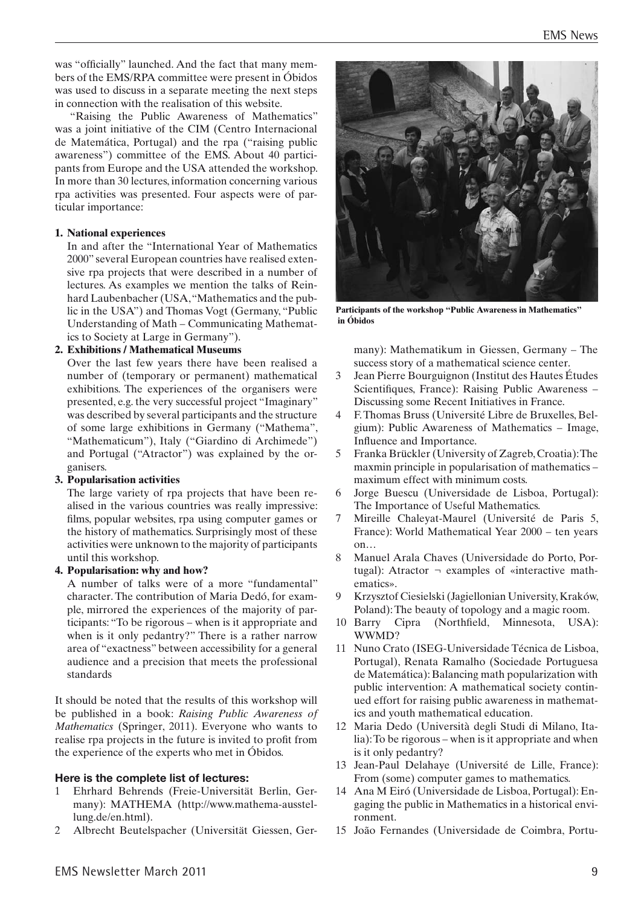was "officially" launched. And the fact that many members of the EMS/RPA committee were present in Óbidos was used to discuss in a separate meeting the next steps in connection with the realisation of this website.

"Raising the Public Awareness of Mathematics" was a joint initiative of the CIM (Centro Internacional de Matemática, Portugal) and the rpa ("raising public awareness") committee of the EMS. About 40 participants from Europe and the USA attended the workshop. In more than 30 lectures, information concerning various rpa activities was presented. Four aspects were of particular importance:

1. **National experiences**
   In and after the "International Year of Mathematics 2000" several European countries have realised extensive rpa projects that were described in a number of lectures. As examples we mention the talks of Reinhard Laubenbacher (USA, "Mathematics and the public in the USA") and Thomas Vogt (Germany, "Public Understanding of Math – Communicating Mathematics to Society at Large in Germany").
2. **Exhibitions / Mathematical Museums**
   Over the last few years there have been realised a number of (temporary or permanent) mathematical exhibitions. The experiences of the organisers were presented, e.g. the very successful project "Imaginary" was described by several participants and the structure of some large exhibitions in Germany ("Mathema", "Mathematicum"), Italy ("Giardino di Archimede") and Portugal ("Atractor") was explained by the organisers.
3. **Popularisation activities**
   The large variety of rpa projects that have been realised in the various countries was really impressive: films, popular websites, rpa using computer games or the history of mathematics. Surprisingly most of these activities were unknown to the majority of participants until this workshop.
4. **Popularisation: why and how?**
   A number of talks were of a more "fundamental" character. The contribution of Maria Dedó, for example, mirrored the experiences of the majority of participants: "To be rigorous – when is it appropriate and when is it only pedantry?" There is a rather narrow area of "exactness" between accessibility for a general audience and a precision that meets the professional standards

It should be noted that the results of this workshop will be published in a book: *Raising Public Awareness of Mathematics* (Springer, 2011). Everyone who wants to realise rpa projects in the future is invited to profit from the experience of the experts who met in Óbidos.

**Participants of the workshop "Public Awareness in Mathematics" in Óbidos**

### Here is the complete list of lectures:

1. Ehrhard Behrends (Freie-Universität Berlin, Germany): MATHEMA (http://www.mathema-ausstellung.de/en.html).
2. Albrecht Beutelspacher (Universität Giessen, Germany): Mathematikum in Giessen, Germany – The success story of a mathematical science center.
3. Jean Pierre Bourguignon (Institut des Hautes Études Scientifiques, France): Raising Public Awareness – Discussing some Recent Initiatives in France.
4. F. Thomas Bruss (Université Libre de Bruxelles, Belgium): Public Awareness of Mathematics – Image, Influence and Importance.
5. Franka Brückler (University of Zagreb, Croatia): The maxmin principle in popularisation of mathematics – maximum effect with minimum costs.
6. Jorge Buescu (Universidade de Lisboa, Portugal): The Importance of Useful Mathematics.
7. Mireille Chaleyat-Maurel (Université de Paris 5, France): World Mathematical Year 2000 – ten years on…
8. Manuel Arala Chaves (Universidade do Porto, Portugal): Atractor ¬ examples of «interactive mathematics».
9. Krzysztof Ciesielski (Jagiellonian University, Kraków, Poland): The beauty of topology and a magic room.
10. Barry Cipra (Northfield, Minnesota, USA): WWMD?
11. Nuno Crato (ISEG-Universidade Técnica de Lisboa, Portugal), Renata Ramalho (Sociedade Portuguesa de Matemática): Balancing math popularization with public intervention: A mathematical society continued effort for raising public awareness in mathematics and youth mathematical education.
12. Maria Dedo (Università degli Studi di Milano, Italia): To be rigorous – when is it appropriate and when is it only pedantry?
13. Jean-Paul Delahaye (Université de Lille, France): From (some) computer games to mathematics.
14. Ana M Eiró (Universidade de Lisboa, Portugal): Engaging the public in Mathematics in a historical environment.
15. João Fernandes (Universidade de Coimbra, Portu-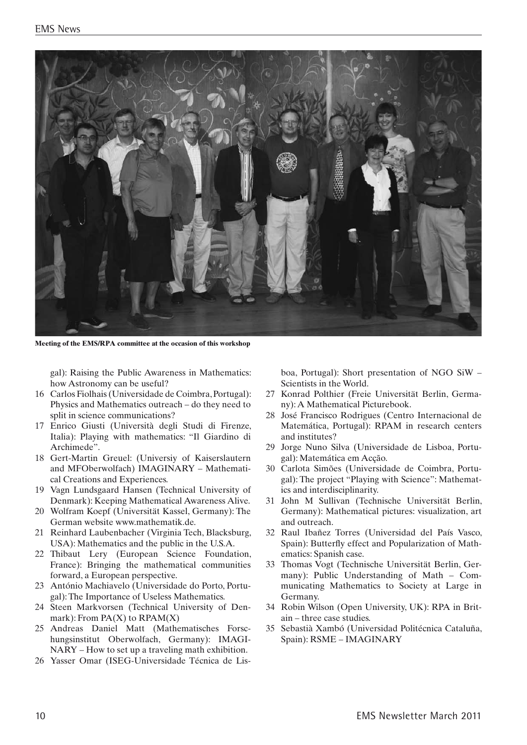Meeting of the EMS/RPA committee at the occasion of this workshop

gal): Raising the Public Awareness in Mathematics: how Astronomy can be useful?

16 Carlos Fiolhais (Universidade de Coimbra, Portugal): Physics and Mathematics outreach – do they need to split in science communications?
17 Enrico Giusti (Università degli Studi di Firenze, Italia): Playing with mathematics: "Il Giardino di Archimede".
18 Gert-Martin Greuel: (Universiy of Kaiserslautern and MFOberwolfach) IMAGINARY – Mathematical Creations and Experiences.
19 Vagn Lundsgaard Hansen (Technical University of Denmark): Keeping Mathematical Awareness Alive.
20 Wolfram Koepf (Universität Kassel, Germany): The German website www.mathematik.de.
21 Reinhard Laubenbacher (Virginia Tech, Blacksburg, USA): Mathematics and the public in the U.S.A.
22 Thibaut Lery (European Science Foundation, France): Bringing the mathematical communities forward, a European perspective.
23 António Machiavelo (Universidade do Porto, Portugal): The Importance of Useless Mathematics.
24 Steen Markvorsen (Technical University of Denmark): From PA(X) to RPAM(X)
25 Andreas Daniel Matt (Mathematisches Forschungsinstitut Oberwolfach, Germany): IMAGINARY – How to set up a traveling math exhibition.
26 Yasser Omar (ISEG-Universidade Técnica de Lisboa, Portugal): Short presentation of NGO SiW – Scientists in the World.
27 Konrad Polthier (Freie Universität Berlin, Germany): A Mathematical Picturebook.
28 José Francisco Rodrigues (Centro Internacional de Matemática, Portugal): RPAM in research centers and institutes?
29 Jorge Nuno Silva (Universidade de Lisboa, Portugal): Matemática em Acção.
30 Carlota Simões (Universidade de Coimbra, Portugal): The project "Playing with Science": Mathematics and interdisciplinarity.
31 John M Sullivan (Technische Universität Berlin, Germany): Mathematical pictures: visualization, art and outreach.
32 Raul Ibañez Torres (Universidad del País Vasco, Spain): Butterfly effect and Popularization of Mathematics: Spanish case.
33 Thomas Vogt (Technische Universität Berlin, Germany): Public Understanding of Math – Communicating Mathematics to Society at Large in Germany.
34 Robin Wilson (Open University, UK): RPA in Britain – three case studies.
35 Sebastià Xambó (Universidad Politécnica Cataluña, Spain): RSME – IMAGINARY